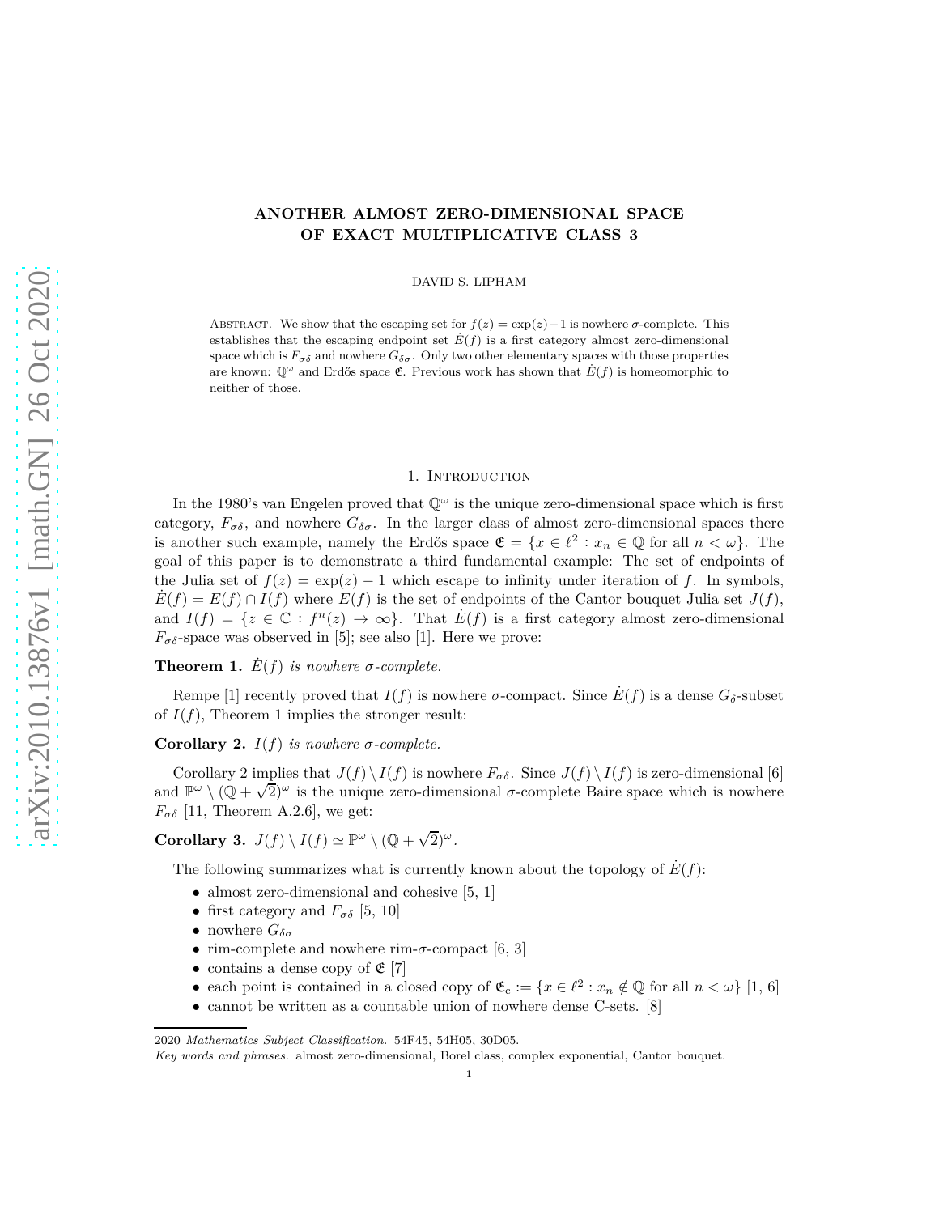# ANOTHER ALMOST ZERO-DIMENSIONAL SPACE OF EXACT MULTIPLICATIVE CLASS 3

DAVID S. LIPHAM

Abstract. We show that the escaping set for $f(z) = \exp(z) - 1$ is nowhere $\sigma$-complete. This establishes that the escaping endpoint set $\dot{E}(f)$ is a first category almost zero-dimensional space which is $F_{\sigma\delta}$ and nowhere $G_{\delta\sigma}$. Only two other elementary spaces with those properties are known: $\mathbb{Q}^\omega$ and Erdős space $\mathfrak{E}$. Previous work has shown that $\dot{E}(f)$ is homeomorphic to neither of those.

## 1. Introduction

In the 1980's van Engelen proved that $\mathbb{Q}^\omega$ is the unique zero-dimensional space which is first category, $F_{\sigma\delta}$, and nowhere $G_{\delta\sigma}$. In the larger class of almost zero-dimensional spaces there is another such example, namely the Erdős space $\mathfrak{E} = \{x \in \ell^2 : x_n \in \mathbb{Q} \text{ for all } n < \omega\}$. The goal of this paper is to demonstrate a third fundamental example: The set of endpoints of the Julia set of $f(z) = \exp(z) - 1$ which escape to infinity under iteration of $f$. In symbols, $\dot{E}(f) = E(f) \cap I(f)$ where $E(f)$ is the set of endpoints of the Cantor bouquet Julia set $J(f)$, and $I(f) = \{z \in \mathbb{C} : f^n(z) \to \infty\}$. That $\dot{E}(f)$ is a first category almost zero-dimensional $F_{\sigma\delta}$-space was observed in [5]; see also [1]. Here we prove:

**Theorem 1.** *$\dot{E}(f)$ is nowhere $\sigma$-complete.*

Rempe [1] recently proved that $I(f)$ is nowhere $\sigma$-compact. Since $\dot{E}(f)$ is a dense $G_\delta$-subset of $I(f)$, Theorem 1 implies the stronger result:

**Corollary 2.** *$I(f)$ is nowhere $\sigma$-complete.*

Corollary 2 implies that $J(f) \setminus I(f)$ is nowhere $F_{\sigma\delta}$. Since $J(f) \setminus I(f)$ is zero-dimensional [6] and $\mathbb{P}^\omega \setminus (\mathbb{Q} + \sqrt{2})^\omega$ is the unique zero-dimensional $\sigma$-complete Baire space which is nowhere $F_{\sigma\delta}$ [11, Theorem A.2.6], we get:

**Corollary 3.** $J(f) \setminus I(f) \simeq \mathbb{P}^\omega \setminus (\mathbb{Q} + \sqrt{2})^\omega$.

The following summarizes what is currently known about the topology of $\dot{E}(f)$:

- almost zero-dimensional and cohesive [5, 1]
- first category and $F_{\sigma\delta}$ [5, 10]
- nowhere $G_{\delta\sigma}$
- rim-complete and nowhere rim-$\sigma$-compact [6, 3]
- contains a dense copy of $\mathfrak{E}$ [7]
- each point is contained in a closed copy of $\mathfrak{E}_c := \{x \in \ell^2 : x_n \notin \mathbb{Q} \text{ for all } n < \omega\}$ [1, 6]
- cannot be written as a countable union of nowhere dense C-sets. [8]

2020 *Mathematics Subject Classification.* 54F45, 54H05, 30D05.

*Key words and phrases.* almost zero-dimensional, Borel class, complex exponential, Cantor bouquet.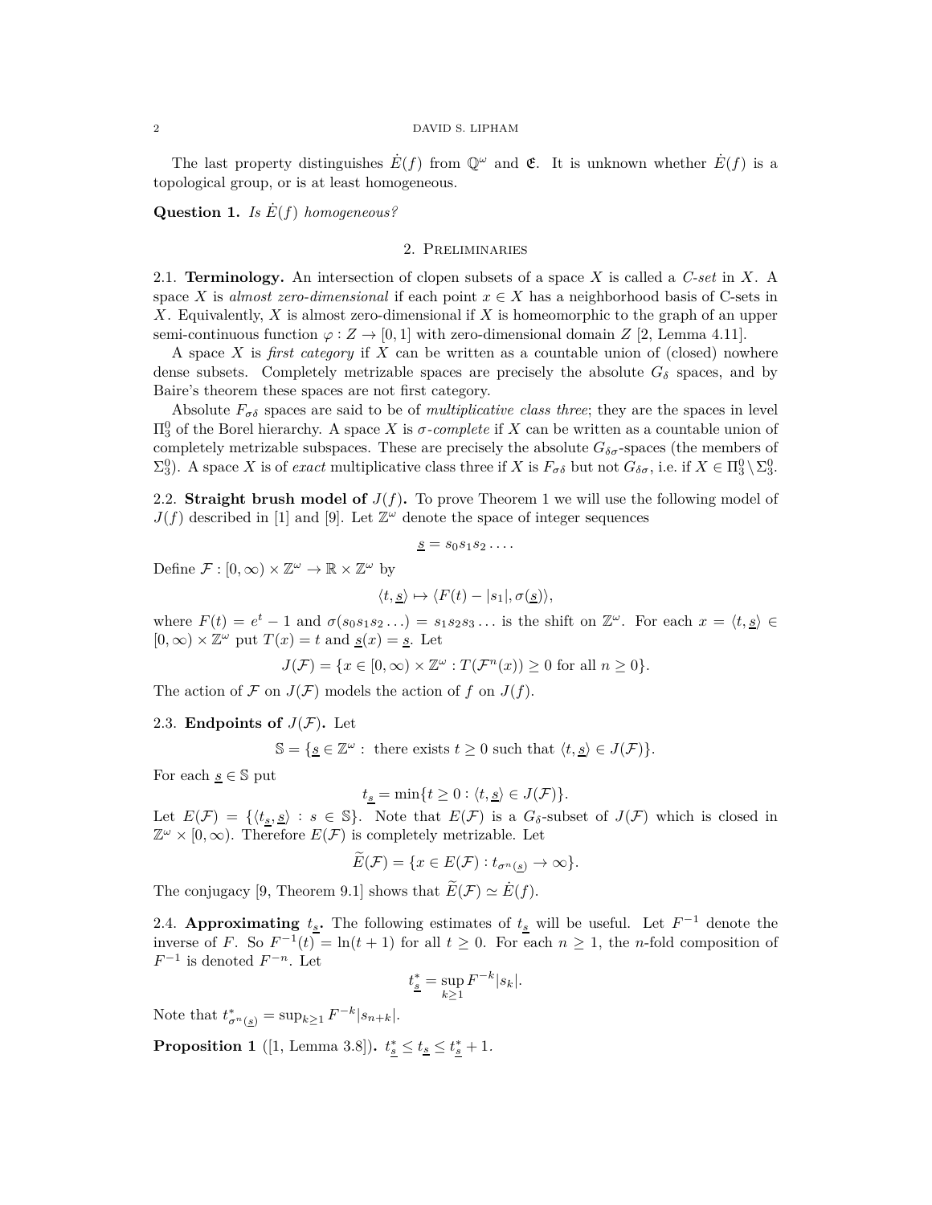The last property distinguishes $\dot{E}(f)$ from $\mathbb{Q}^\omega$ and $\mathfrak{E}$. It is unknown whether $\dot{E}(f)$ is a topological group, or is at least homogeneous.

**Question 1.** *Is $\dot{E}(f)$ homogeneous?*

## 2. Preliminaries

2.1. **Terminology.** An intersection of clopen subsets of a space $X$ is called a *C-set* in $X$. A space $X$ is *almost zero-dimensional* if each point $x \in X$ has a neighborhood basis of C-sets in $X$. Equivalently, $X$ is almost zero-dimensional if $X$ is homeomorphic to the graph of an upper semi-continuous function $\varphi : Z \to [0,1]$ with zero-dimensional domain $Z$ [2, Lemma 4.11].

A space $X$ is *first category* if $X$ can be written as a countable union of (closed) nowhere dense subsets. Completely metrizable spaces are precisely the absolute $G_\delta$ spaces, and by Baire's theorem these spaces are not first category.

Absolute $F_{\sigma\delta}$ spaces are said to be of *multiplicative class three*; they are the spaces in level $\Pi^0_3$ of the Borel hierarchy. A space $X$ is *$\sigma$-complete* if $X$ can be written as a countable union of completely metrizable subspaces. These are precisely the absolute $G_{\delta\sigma}$-spaces (the members of $\Sigma^0_3$). A space $X$ is of *exact* multiplicative class three if $X$ is $F_{\sigma\delta}$ but not $G_{\delta\sigma}$, i.e. if $X \in \Pi^0_3 \setminus \Sigma^0_3$.

2.2. **Straight brush model of $J(f)$.** To prove Theorem 1 we will use the following model of $J(f)$ described in [1] and [9]. Let $\mathbb{Z}^\omega$ denote the space of integer sequences

$$\underline{s} = s_0 s_1 s_2 \ldots .$$

Define $\mathcal{F} : [0,\infty) \times \mathbb{Z}^\omega \to \mathbb{R} \times \mathbb{Z}^\omega$ by

$$\langle t, \underline{s} \rangle \mapsto \langle F(t) - |s_1|, \sigma(\underline{s}) \rangle,$$

where $F(t) = e^t - 1$ and $\sigma(s_0 s_1 s_2 \ldots) = s_1 s_2 s_3 \ldots$ is the shift on $\mathbb{Z}^\omega$. For each $x = \langle t, \underline{s} \rangle \in [0,\infty) \times \mathbb{Z}^\omega$ put $T(x) = t$ and $\underline{s}(x) = \underline{s}$. Let

$$J(\mathcal{F}) = \{x \in [0,\infty) \times \mathbb{Z}^\omega : T(\mathcal{F}^n(x)) \geq 0 \text{ for all } n \geq 0\}.$$

The action of $\mathcal{F}$ on $J(\mathcal{F})$ models the action of $f$ on $J(f)$.

2.3. **Endpoints of $J(\mathcal{F})$.** Let

$$\mathbb{S} = \{\underline{s} \in \mathbb{Z}^\omega : \text{ there exists } t \geq 0 \text{ such that } \langle t, \underline{s} \rangle \in J(\mathcal{F})\}.$$

For each $\underline{s} \in \mathbb{S}$ put

$$t_{\underline{s}} = \min\{t \geq 0 : \langle t, \underline{s} \rangle \in J(\mathcal{F})\}.$$

Let $E(\mathcal{F}) = \{\langle t_{\underline{s}}, \underline{s} \rangle : s \in \mathbb{S}\}$. Note that $E(\mathcal{F})$ is a $G_\delta$-subset of $J(\mathcal{F})$ which is closed in $\mathbb{Z}^\omega \times [0,\infty)$. Therefore $E(\mathcal{F})$ is completely metrizable. Let

$$\widetilde{E}(\mathcal{F}) = \{x \in E(\mathcal{F}) : t_{\sigma^n(\underline{s})} \to \infty\}.$$

The conjugacy [9, Theorem 9.1] shows that $\widetilde{E}(\mathcal{F}) \simeq \dot{E}(f)$.

2.4. **Approximating $t_{\underline{s}}$.** The following estimates of $t_{\underline{s}}$ will be useful. Let $F^{-1}$ denote the inverse of $F$. So $F^{-1}(t) = \ln(t+1)$ for all $t \geq 0$. For each $n \geq 1$, the $n$-fold composition of $F^{-1}$ is denoted $F^{-n}$. Let

$$t^*_{\underline{s}} = \sup_{k \geq 1} F^{-k}|s_k|.$$

Note that $t^*_{\sigma^n(\underline{s})} = \sup_{k \geq 1} F^{-k}|s_{n+k}|$.

**Proposition 1** ([1, Lemma 3.8])**.** $t^*_{\underline{s}} \leq t_{\underline{s}} \leq t^*_{\underline{s}} + 1$.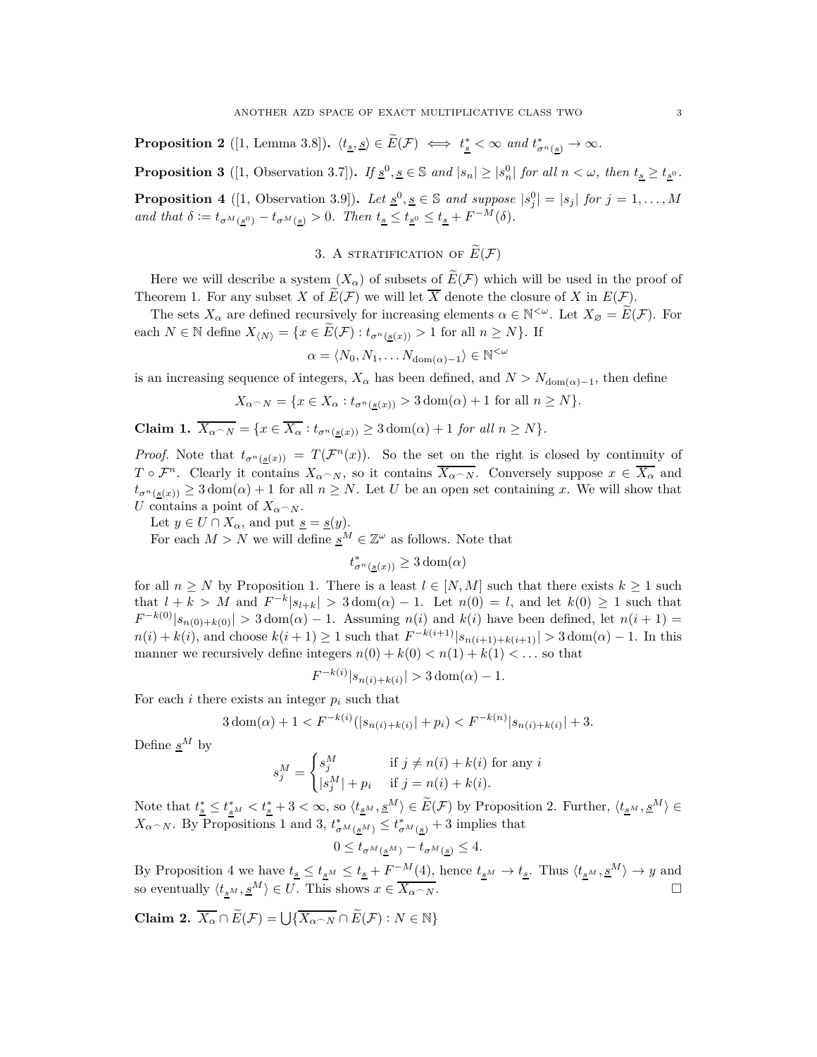**Proposition 2** ([1, Lemma 3.8]). $\langle t_{\underline{s}}, \underline{s}\rangle \in \widetilde{E}(\mathcal{F}) \iff t^*_{\underline{s}} < \infty$ *and* $t^*_{\sigma^n(\underline{s})} \to \infty$.

**Proposition 3** ([1, Observation 3.7]). *If* $\underline{s}^0, \underline{s} \in \mathbb{S}$ *and* $|s_n| \geq |s^0_n|$ *for all* $n < \omega$, *then* $t_{\underline{s}} \geq t_{\underline{s}^0}$.

**Proposition 4** ([1, Observation 3.9]). *Let* $\underline{s}^0, \underline{s} \in \mathbb{S}$ *and suppose* $|s^0_j| = |s_j|$ *for* $j = 1, \ldots, M$ *and that* $\delta := t_{\sigma^M(\underline{s}^0)} - t_{\sigma^M(\underline{s})} > 0$. *Then* $t_{\underline{s}} \leq t_{\underline{s}^0} \leq t_{\underline{s}} + F^{-M}(\delta)$.

## 3. A stratification of $\widetilde{E}(\mathcal{F})$

Here we will describe a system $(X_\alpha)$ of subsets of $\widetilde{E}(\mathcal{F})$ which will be used in the proof of Theorem 1. For any subset $X$ of $\widetilde{E}(\mathcal{F})$ we will let $\overline{X}$ denote the closure of $X$ in $E(\mathcal{F})$.

The sets $X_\alpha$ are defined recursively for increasing elements $\alpha \in \mathbb{N}^{<\omega}$. Let $X_\varnothing = \widetilde{E}(\mathcal{F})$. For each $N \in \mathbb{N}$ define $X_{\langle N\rangle} = \{x \in \widetilde{E}(\mathcal{F}) : t_{\sigma^n(\underline{s}(x))} > 1 \text{ for all } n \geq N\}$. If

$$\alpha = \langle N_0, N_1, \ldots N_{\mathrm{dom}(\alpha)-1}\rangle \in \mathbb{N}^{<\omega}$$

is an increasing sequence of integers, $X_\alpha$ has been defined, and $N > N_{\mathrm{dom}(\alpha)-1}$, then define

$$X_{\alpha^\frown N} = \{x \in X_\alpha : t_{\sigma^n(\underline{s}(x))} > 3\,\mathrm{dom}(\alpha) + 1 \text{ for all } n \geq N\}.$$

**Claim 1.** $\overline{X_{\alpha^\frown N}} = \{x \in \overline{X_\alpha} : t_{\sigma^n(\underline{s}(x))} \geq 3\,\mathrm{dom}(\alpha) + 1$ *for all* $n \geq N\}$.

*Proof.* Note that $t_{\sigma^n(\underline{s}(x))} = T(\mathcal{F}^n(x))$. So the set on the right is closed by continuity of $T \circ \mathcal{F}^n$. Clearly it contains $X_{\alpha^\frown N}$, so it contains $\overline{X_{\alpha^\frown N}}$. Conversely suppose $x \in \overline{X_\alpha}$ and $t_{\sigma^n(\underline{s}(x))} \geq 3\,\mathrm{dom}(\alpha) + 1$ for all $n \geq N$. Let $U$ be an open set containing $x$. We will show that $U$ contains a point of $X_{\alpha^\frown N}$.

Let $y \in U \cap X_\alpha$, and put $\underline{s} = \underline{s}(y)$.

For each $M > N$ we will define $\underline{s}^M \in \mathbb{Z}^\omega$ as follows. Note that

$$t^*_{\sigma^n(\underline{s}(x))} \geq 3\,\mathrm{dom}(\alpha)$$

for all $n \geq N$ by Proposition 1. There is a least $l \in [N, M]$ such that there exists $k \geq 1$ such that $l + k > M$ and $F^{-k}|s_{l+k}| > 3\,\mathrm{dom}(\alpha) - 1$. Let $n(0) = l$, and let $k(0) \geq 1$ such that $F^{-k(0)}|s_{n(0)+k(0)}| > 3\,\mathrm{dom}(\alpha) - 1$. Assuming $n(i)$ and $k(i)$ have been defined, let $n(i+1) = n(i) + k(i)$, and choose $k(i+1) \geq 1$ such that $F^{-k(i+1)}|s_{n(i+1)+k(i+1)}| > 3\,\mathrm{dom}(\alpha) - 1$. In this manner we recursively define integers $n(0) + k(0) < n(1) + k(1) < \ldots$ so that

$$F^{-k(i)}|s_{n(i)+k(i)}| > 3\,\mathrm{dom}(\alpha) - 1.$$

For each $i$ there exists an integer $p_i$ such that

$$3\,\mathrm{dom}(\alpha) + 1 < F^{-k(i)}(|s_{n(i)+k(i)}| + p_i) < F^{-k(n)}|s_{n(i)+k(i)}| + 3.$$

Define $\underline{s}^M$ by

$$s^M_j = \begin{cases} s^M_j & \text{if } j \neq n(i) + k(i) \text{ for any } i \\ |s^M_j| + p_i & \text{if } j = n(i) + k(i). \end{cases}$$

Note that $t^*_{\underline{s}} \leq t^*_{\underline{s}^M} < t^*_{\underline{s}} + 3 < \infty$, so $\langle t_{\underline{s}^M}, \underline{s}^M\rangle \in \widetilde{E}(\mathcal{F})$ by Proposition 2. Further, $\langle t_{\underline{s}^M}, \underline{s}^M\rangle \in X_{\alpha^\frown N}$. By Propositions 1 and 3, $t^*_{\sigma^M(\underline{s}^M)} \leq t^*_{\sigma^M(\underline{s})} + 3$ implies that

$$0 \leq t_{\sigma^M(\underline{s}^M)} - t_{\sigma^M(\underline{s})} \leq 4.$$

By Proposition 4 we have $t_{\underline{s}} \leq t_{\underline{s}^M} \leq t_{\underline{s}} + F^{-M}(4)$, hence $t_{\underline{s}^M} \to t_{\underline{s}}$. Thus $\langle t_{\underline{s}^M}, \underline{s}^M\rangle \to y$ and so eventually $\langle t_{\underline{s}^M}, \underline{s}^M\rangle \in U$. This shows $x \in \overline{X_{\alpha^\frown N}}$. $\square$

**Claim 2.** $\overline{X_\alpha} \cap \widetilde{E}(\mathcal{F}) = \bigcup\{\overline{X_{\alpha^\frown N}} \cap \widetilde{E}(\mathcal{F}) : N \in \mathbb{N}\}$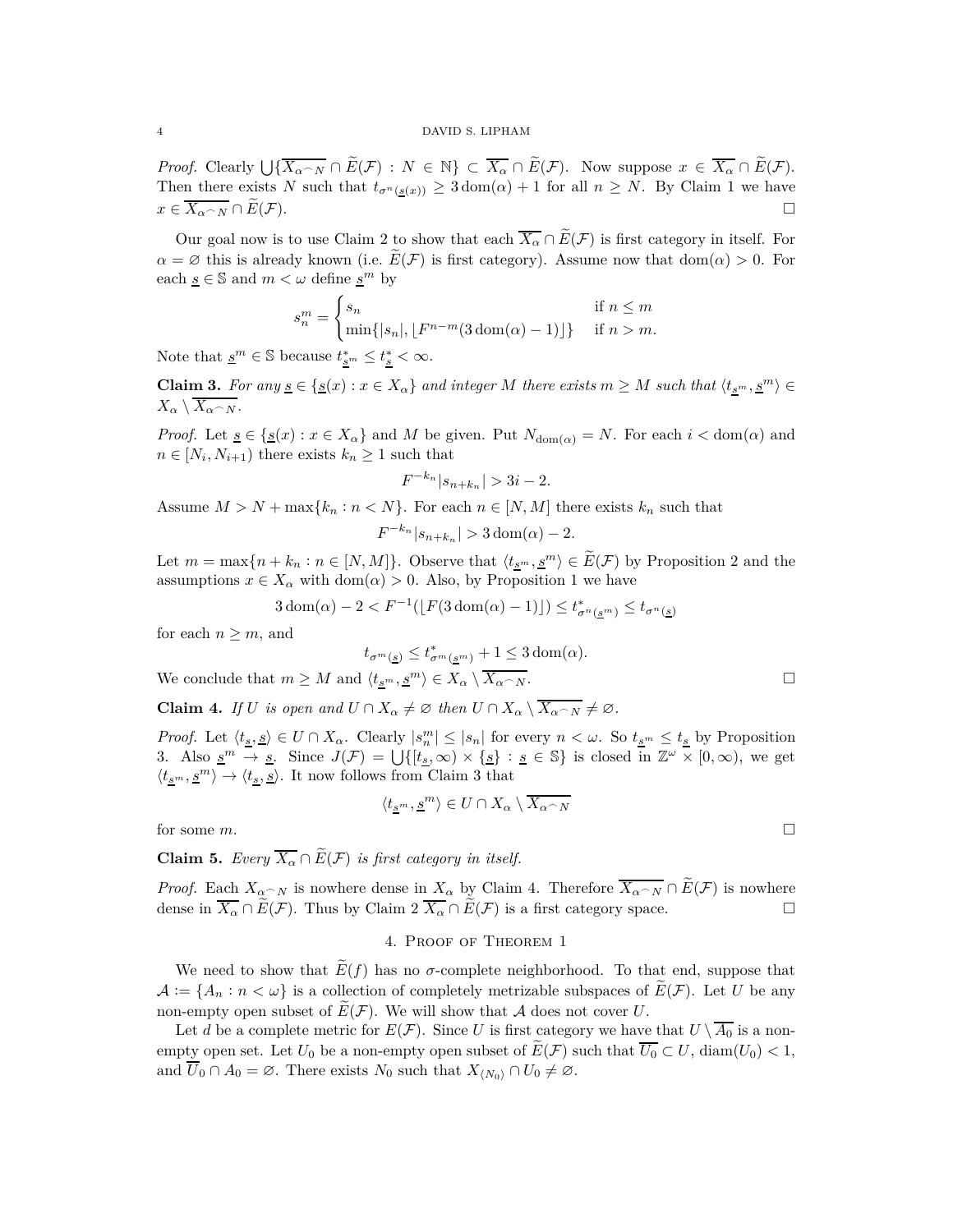*Proof.* Clearly $\bigcup\{\overline{X_{\alpha\frown N}} \cap \widetilde{E}(\mathcal{F}) : N \in \mathbb{N}\} \subset \overline{X_\alpha} \cap \widetilde{E}(\mathcal{F})$. Now suppose $x \in \overline{X_\alpha} \cap \widetilde{E}(\mathcal{F})$. Then there exists $N$ such that $t_{\sigma^n(\underline{s}(x))} \geq 3\,\mathrm{dom}(\alpha) + 1$ for all $n \geq N$. By Claim 1 we have $x \in \overline{X_{\alpha\frown N}} \cap \widetilde{E}(\mathcal{F})$. □

Our goal now is to use Claim 2 to show that each $\overline{X_\alpha} \cap \widetilde{E}(\mathcal{F})$ is first category in itself. For $\alpha = \varnothing$ this is already known (i.e. $\widetilde{E}(\mathcal{F})$ is first category). Assume now that $\mathrm{dom}(\alpha) > 0$. For each $\underline{s} \in \mathbb{S}$ and $m < \omega$ define $\underline{s}^m$ by

$$s_n^m = \begin{cases} s_n & \text{if } n \leq m \\ \min\{|s_n|, \lfloor F^{n-m}(3\,\mathrm{dom}(\alpha) - 1)\rfloor\} & \text{if } n > m. \end{cases}$$

Note that $\underline{s}^m \in \mathbb{S}$ because $t^*_{\underline{s}^m} \leq t^*_{\underline{s}} < \infty$.

**Claim 3.** *For any $\underline{s} \in \{\underline{s}(x) : x \in X_\alpha\}$ and integer $M$ there exists $m \geq M$ such that $\langle t_{\underline{s}^m}, \underline{s}^m\rangle \in X_\alpha \setminus \overline{X_{\alpha\frown N}}$.*

*Proof.* Let $\underline{s} \in \{\underline{s}(x) : x \in X_\alpha\}$ and $M$ be given. Put $N_{\mathrm{dom}(\alpha)} = N$. For each $i < \mathrm{dom}(\alpha)$ and $n \in [N_i, N_{i+1})$ there exists $k_n \geq 1$ such that

$$F^{-k_n}|s_{n+k_n}| > 3i - 2.$$

Assume $M > N + \max\{k_n : n < N\}$. For each $n \in [N, M]$ there exists $k_n$ such that

$$F^{-k_n}|s_{n+k_n}| > 3\,\mathrm{dom}(\alpha) - 2.$$

Let $m = \max\{n + k_n : n \in [N, M]\}$. Observe that $\langle t_{\underline{s}^m}, \underline{s}^m\rangle \in \widetilde{E}(\mathcal{F})$ by Proposition 2 and the assumptions $x \in X_\alpha$ with $\mathrm{dom}(\alpha) > 0$. Also, by Proposition 1 we have

$$3\,\mathrm{dom}(\alpha) - 2 < F^{-1}(\lfloor F(3\,\mathrm{dom}(\alpha) - 1)\rfloor) \leq t^*_{\sigma^n(\underline{s}^m)} \leq t_{\sigma^n(\underline{s})}$$

for each $n \geq m$, and

$$t_{\sigma^m(\underline{s})} \leq t^*_{\sigma^m(\underline{s}^m)} + 1 \leq 3\,\mathrm{dom}(\alpha).$$

We conclude that $m \geq M$ and $\langle t_{\underline{s}^m}, \underline{s}^m\rangle \in X_\alpha \setminus \overline{X_{\alpha\frown N}}$. □

**Claim 4.** *If $U$ is open and $U \cap X_\alpha \neq \varnothing$ then $U \cap X_\alpha \setminus \overline{X_{\alpha\frown N}} \neq \varnothing$.*

*Proof.* Let $\langle t_{\underline{s}}, \underline{s}\rangle \in U \cap X_\alpha$. Clearly $|s_n^m| \leq |s_n|$ for every $n < \omega$. So $t_{\underline{s}^m} \leq t_{\underline{s}}$ by Proposition 3. Also $\underline{s}^m \to \underline{s}$. Since $J(\mathcal{F}) = \bigcup\{[t_{\underline{s}}, \infty) \times \{\underline{s}\} : \underline{s} \in \mathbb{S}\}$ is closed in $\mathbb{Z}^\omega \times [0, \infty)$, we get $\langle t_{\underline{s}^m}, \underline{s}^m\rangle \to \langle t_{\underline{s}}, \underline{s}\rangle$. It now follows from Claim 3 that

$$\langle t_{\underline{s}^m}, \underline{s}^m\rangle \in U \cap X_\alpha \setminus \overline{X_{\alpha\frown N}}$$

for some $m$. □

**Claim 5.** *Every $\overline{X_\alpha} \cap \widetilde{E}(\mathcal{F})$ is first category in itself.*

*Proof.* Each $X_{\alpha\frown N}$ is nowhere dense in $X_\alpha$ by Claim 4. Therefore $\overline{X_{\alpha\frown N}} \cap \widetilde{E}(\mathcal{F})$ is nowhere dense in $\overline{X_\alpha} \cap \widetilde{E}(\mathcal{F})$. Thus by Claim 2 $\overline{X_\alpha} \cap \widetilde{E}(\mathcal{F})$ is a first category space. □

## 4. Proof of Theorem 1

We need to show that $\widetilde{E}(f)$ has no $\sigma$-complete neighborhood. To that end, suppose that $\mathcal{A} := \{A_n : n < \omega\}$ is a collection of completely metrizable subspaces of $\widetilde{E}(\mathcal{F})$. Let $U$ be any non-empty open subset of $\widetilde{E}(\mathcal{F})$. We will show that $\mathcal{A}$ does not cover $U$.

Let $d$ be a complete metric for $E(\mathcal{F})$. Since $U$ is first category we have that $U \setminus \overline{A_0}$ is a non-empty open set. Let $U_0$ be a non-empty open subset of $\widetilde{E}(\mathcal{F})$ such that $\overline{U_0} \subset U$, $\mathrm{diam}(U_0) < 1$, and $\overline{U}_0 \cap A_0 = \varnothing$. There exists $N_0$ such that $X_{\langle N_0\rangle} \cap U_0 \neq \varnothing$.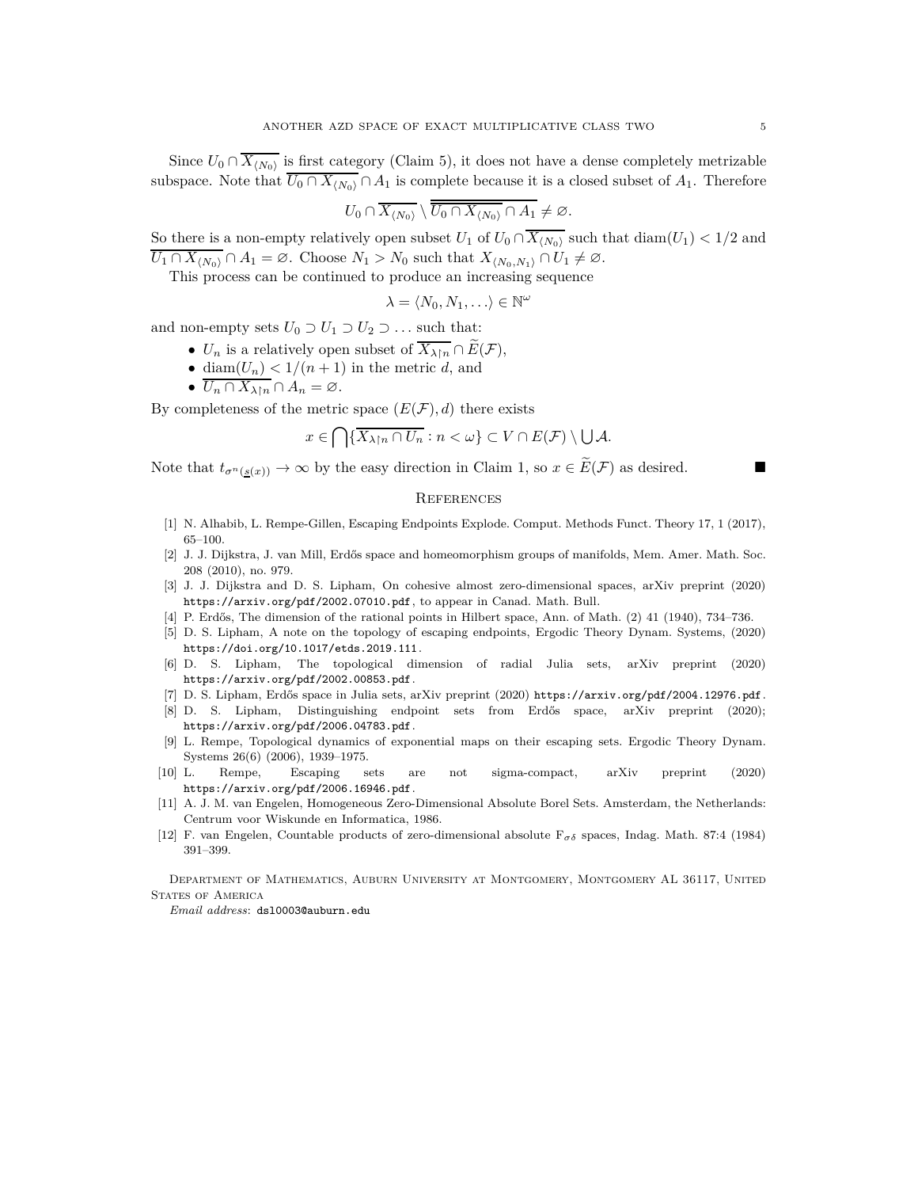Since $U_0 \cap \overline{X_{\langle N_0 \rangle}}$ is first category (Claim 5), it does not have a dense completely metrizable subspace. Note that $\overline{U_0 \cap X_{\langle N_0 \rangle}} \cap A_1$ is complete because it is a closed subset of $A_1$. Therefore

$$U_0 \cap \overline{X_{\langle N_0 \rangle}} \setminus \overline{\overline{U_0 \cap X_{\langle N_0 \rangle}} \cap A_1} \neq \varnothing.$$

So there is a non-empty relatively open subset $U_1$ of $U_0 \cap \overline{X_{\langle N_0 \rangle}}$ such that $\operatorname{diam}(U_1) < 1/2$ and $\overline{U_1 \cap X_{\langle N_0 \rangle}} \cap A_1 = \varnothing$. Choose $N_1 > N_0$ such that $X_{\langle N_0, N_1 \rangle} \cap U_1 \neq \varnothing$.

This process can be continued to produce an increasing sequence

$$\lambda = \langle N_0, N_1, \ldots \rangle \in \mathbb{N}^\omega$$

and non-empty sets $U_0 \supset U_1 \supset U_2 \supset \ldots$ such that:

- $U_n$ is a relatively open subset of $\overline{X_{\lambda \restriction n}} \cap \widetilde{E}(\mathcal{F})$,
- $\operatorname{diam}(U_n) < 1/(n+1)$ in the metric $d$, and
- $\overline{U_n \cap X_{\lambda \restriction n}} \cap A_n = \varnothing$.

By completeness of the metric space $(E(\mathcal{F}), d)$ there exists

$$x \in \bigcap \{ \overline{X_{\lambda \restriction n} \cap U_n} : n < \omega \} \subset V \cap E(\mathcal{F}) \setminus \bigcup \mathcal{A}.$$

Note that $t_{\sigma^n(\underline{s}(x))} \to \infty$ by the easy direction in Claim 1, so $x \in \widetilde{E}(\mathcal{F})$ as desired. ■

## References

[1] N. Alhabib, L. Rempe-Gillen, Escaping Endpoints Explode. Comput. Methods Funct. Theory 17, 1 (2017), 65–100.

[2] J. J. Dijkstra, J. van Mill, Erdős space and homeomorphism groups of manifolds, Mem. Amer. Math. Soc. 208 (2010), no. 979.

[3] J. J. Dijkstra and D. S. Lipham, On cohesive almost zero-dimensional spaces, arXiv preprint (2020) https://arxiv.org/pdf/2002.07010.pdf, to appear in Canad. Math. Bull.

[4] P. Erdős, The dimension of the rational points in Hilbert space, Ann. of Math. (2) 41 (1940), 734–736.

[5] D. S. Lipham, A note on the topology of escaping endpoints, Ergodic Theory Dynam. Systems, (2020) https://doi.org/10.1017/etds.2019.111.

[6] D. S. Lipham, The topological dimension of radial Julia sets, arXiv preprint (2020) https://arxiv.org/pdf/2002.00853.pdf.

[7] D. S. Lipham, Erdős space in Julia sets, arXiv preprint (2020) https://arxiv.org/pdf/2004.12976.pdf.

[8] D. S. Lipham, Distinguishing endpoint sets from Erdős space, arXiv preprint (2020); https://arxiv.org/pdf/2006.04783.pdf.

[9] L. Rempe, Topological dynamics of exponential maps on their escaping sets. Ergodic Theory Dynam. Systems 26(6) (2006), 1939–1975.

[10] L. Rempe, Escaping sets are not sigma-compact, arXiv preprint (2020) https://arxiv.org/pdf/2006.16946.pdf.

[11] A. J. M. van Engelen, Homogeneous Zero-Dimensional Absolute Borel Sets. Amsterdam, the Netherlands: Centrum voor Wiskunde en Informatica, 1986.

[12] F. van Engelen, Countable products of zero-dimensional absolute $F_{\sigma\delta}$ spaces, Indag. Math. 87:4 (1984) 391–399.

Department of Mathematics, Auburn University at Montgomery, Montgomery AL 36117, United States of America

*Email address*: dsl0003@auburn.edu